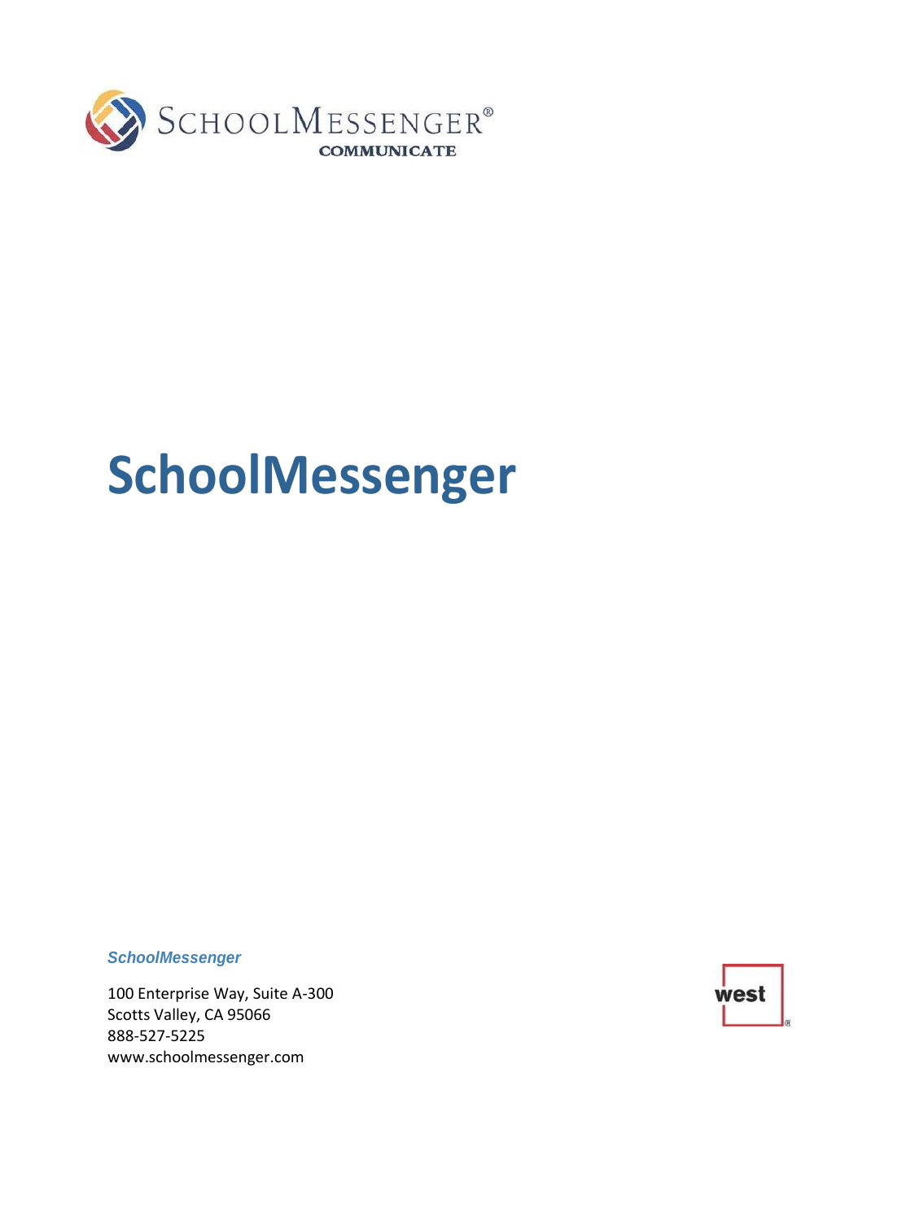SchoolMessenger® COMMUNICATE

# SchoolMessenger

***SchoolMessenger***

100 Enterprise Way, Suite A-300
Scotts Valley, CA 95066
888-527-5225
www.schoolmessenger.com

west®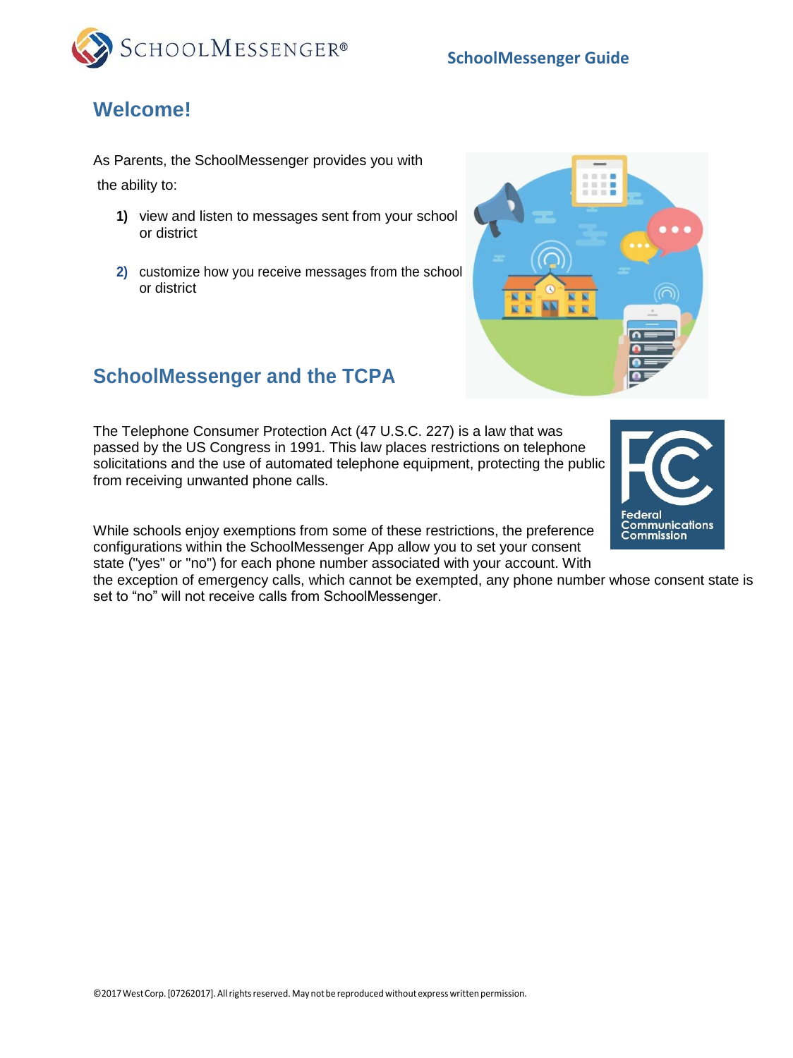## Welcome!

As Parents, the SchoolMessenger provides you with the ability to:

1) view and listen to messages sent from your school or district

2) customize how you receive messages from the school or district

## SchoolMessenger and the TCPA

The Telephone Consumer Protection Act (47 U.S.C. 227) is a law that was passed by the US Congress in 1991. This law places restrictions on telephone solicitations and the use of automated telephone equipment, protecting the public from receiving unwanted phone calls.

While schools enjoy exemptions from some of these restrictions, the preference configurations within the SchoolMessenger App allow you to set your consent state ("yes" or "no") for each phone number associated with your account. With the exception of emergency calls, which cannot be exempted, any phone number whose consent state is set to "no" will not receive calls from SchoolMessenger.

©2017 West Corp. [07262017]. All rights reserved. May not be reproduced without express written permission.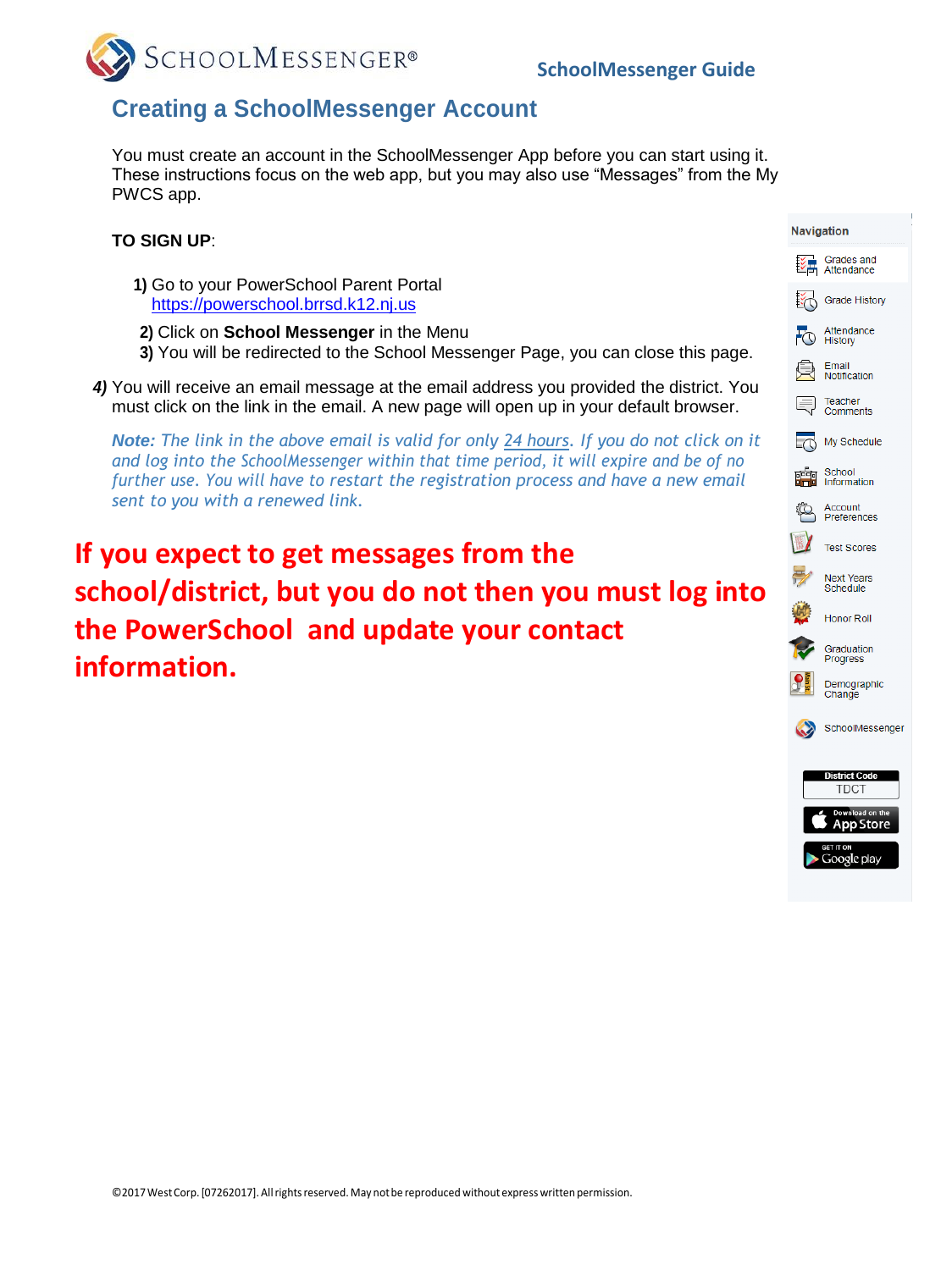# Creating a SchoolMessenger Account

You must create an account in the SchoolMessenger App before you can start using it. These instructions focus on the web app, but you may also use "Messages" from the My PWCS app.

**TO SIGN UP**:

1) Go to your PowerSchool Parent Portal [https://powerschool.brrsd.k12.nj.us](https://powerschool.brrsd.k12.nj.us)
2) Click on **School Messenger** in the Menu
3) You will be redirected to the School Messenger Page, you can close this page.
4) You will receive an email message at the email address you provided the district. You must click on the link in the email. A new page will open up in your default browser.

***Note:*** *The link in the above email is valid for only 24 hours. If you do not click on it and log into the SchoolMessenger within that time period, it will expire and be of no further use. You will have to restart the registration process and have a new email sent to you with a renewed link.*

**If you expect to get messages from the school/district, but you do not then you must log into the PowerSchool and update your contact information.**

Navigation

- Grades and Attendance
- Grade History
- Attendance History
- Email Notification
- Teacher Comments
- My Schedule
- School Information
- Account Preferences
- Test Scores
- Next Years Schedule
- Honor Roll
- Graduation Progress
- Demographic Change
- SchoolMessenger

District Code: TDCT

Download on the App Store

GET IT ON Google play

©2017 West Corp. [07262017]. All rights reserved. May not be reproduced without express written permission.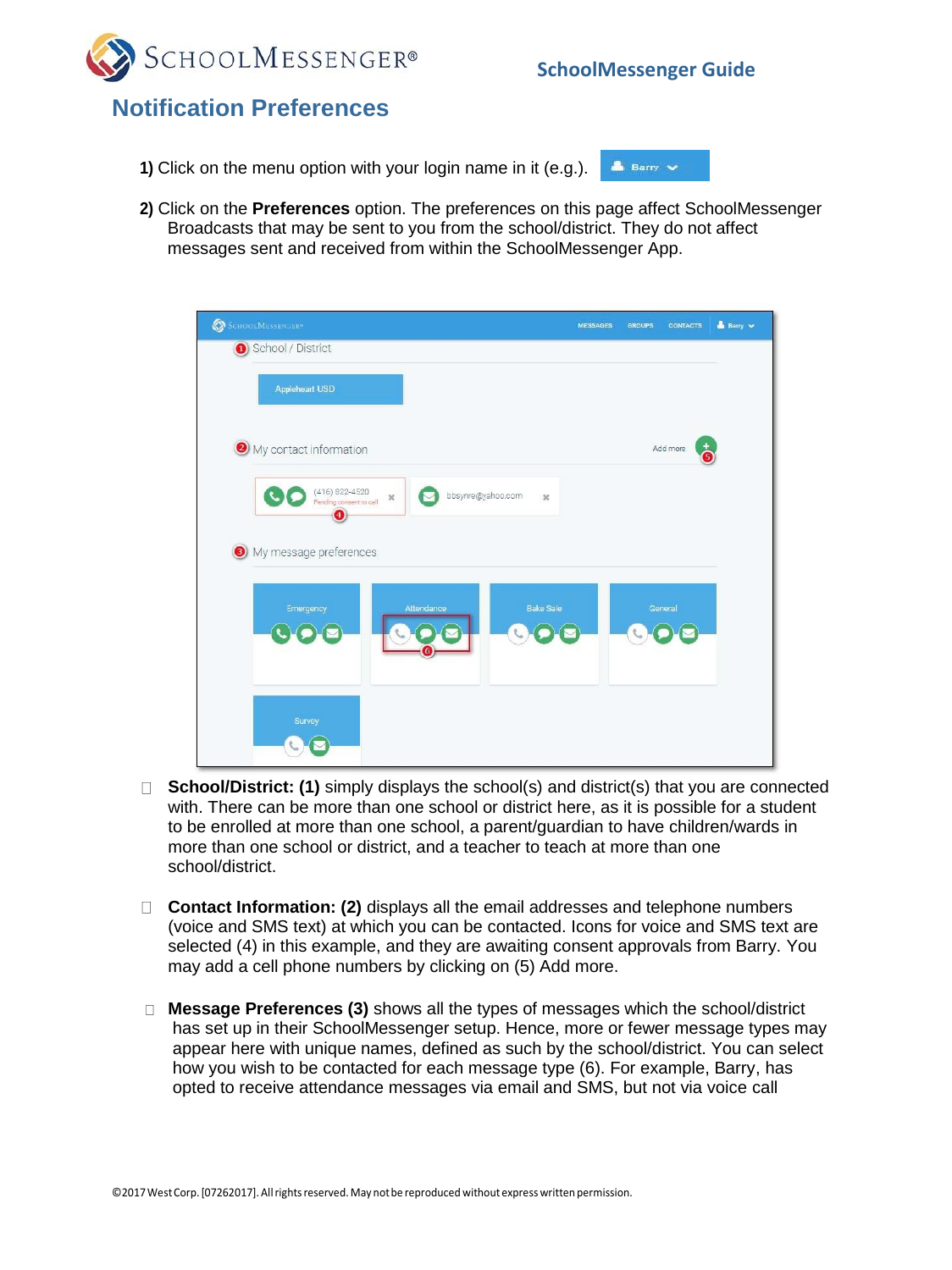SchoolMessenger Guide

## Notification Preferences

**1)** Click on the menu option with your login name in it (e.g.).

**2)** Click on the **Preferences** option. The preferences on this page affect SchoolMessenger Broadcasts that may be sent to you from the school/district. They do not affect messages sent and received from within the SchoolMessenger App.

- **School/District: (1)** simply displays the school(s) and district(s) that you are connected with. There can be more than one school or district here, as it is possible for a student to be enrolled at more than one school, a parent/guardian to have children/wards in more than one school or district, and a teacher to teach at more than one school/district.

- **Contact Information: (2)** displays all the email addresses and telephone numbers (voice and SMS text) at which you can be contacted. Icons for voice and SMS text are selected (4) in this example, and they are awaiting consent approvals from Barry. You may add a cell phone numbers by clicking on (5) Add more.

- **Message Preferences (3)** shows all the types of messages which the school/district has set up in their SchoolMessenger setup. Hence, more or fewer message types may appear here with unique names, defined as such by the school/district. You can select how you wish to be contacted for each message type (6). For example, Barry, has opted to receive attendance messages via email and SMS, but not via voice call

©2017 West Corp. [07262017]. All rights reserved. May not be reproduced without express written permission.